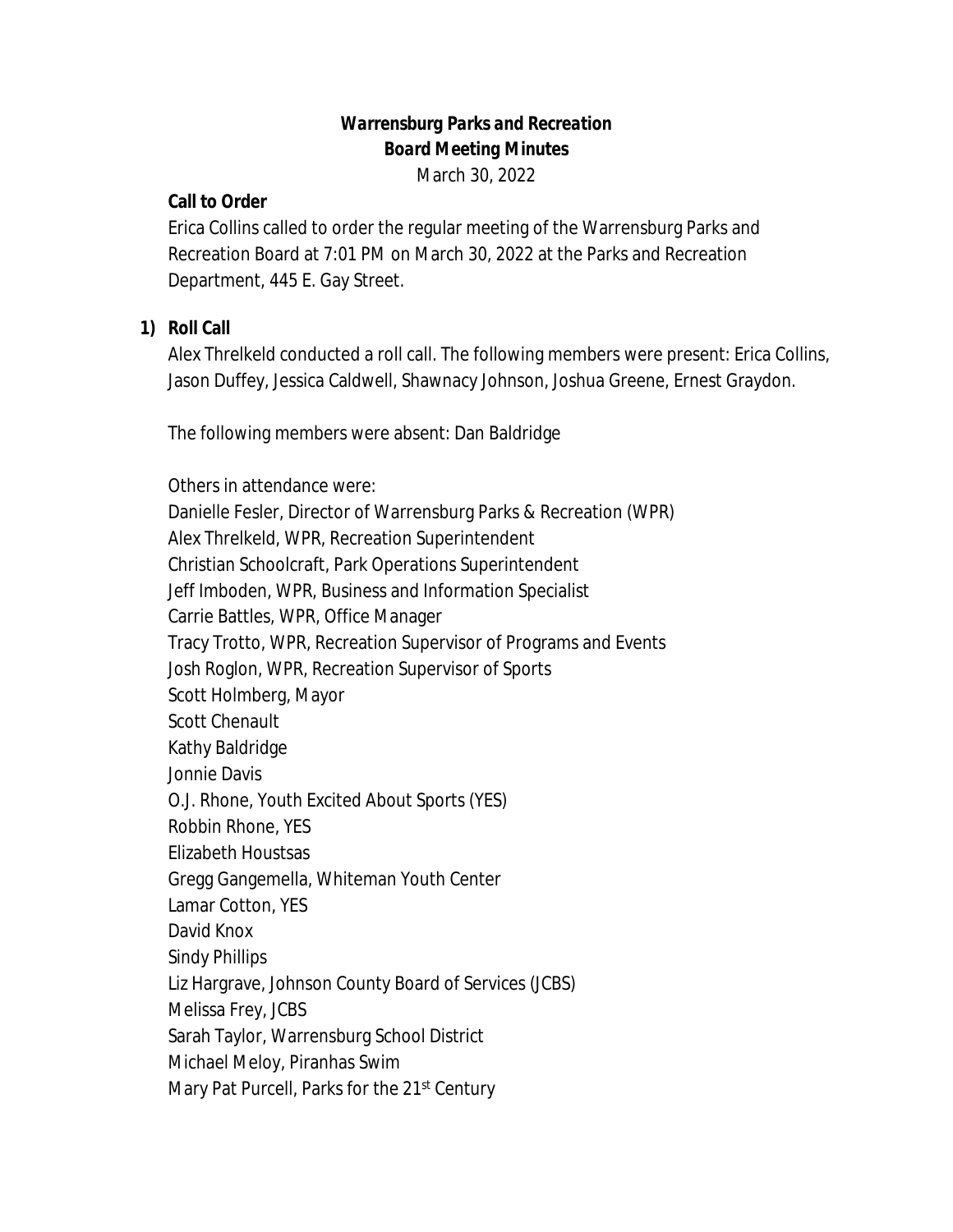# *Warrensburg Parks and Recreation*
## *Board Meeting Minutes*

March 30, 2022

**Call to Order**

Erica Collins called to order the regular meeting of the Warrensburg Parks and Recreation Board at 7:01 PM on March 30, 2022 at the Parks and Recreation Department, 445 E. Gay Street.

**1) Roll Call**

Alex Threlkeld conducted a roll call. The following members were present: Erica Collins, Jason Duffey, Jessica Caldwell, Shawnacy Johnson, Joshua Greene, Ernest Graydon.

The following members were absent: Dan Baldridge

Others in attendance were:
Danielle Fesler, Director of Warrensburg Parks & Recreation (WPR)
Alex Threlkeld, WPR, Recreation Superintendent
Christian Schoolcraft, Park Operations Superintendent
Jeff Imboden, WPR, Business and Information Specialist
Carrie Battles, WPR, Office Manager
Tracy Trotto, WPR, Recreation Supervisor of Programs and Events
Josh Roglon, WPR, Recreation Supervisor of Sports
Scott Holmberg, Mayor
Scott Chenault
Kathy Baldridge
Jonnie Davis
O.J. Rhone, Youth Excited About Sports (YES)
Robbin Rhone, YES
Elizabeth Houstsas
Gregg Gangemella, Whiteman Youth Center
Lamar Cotton, YES
David Knox
Sindy Phillips
Liz Hargrave, Johnson County Board of Services (JCBS)
Melissa Frey, JCBS
Sarah Taylor, Warrensburg School District
Michael Meloy, Piranhas Swim
Mary Pat Purcell, Parks for the 21st Century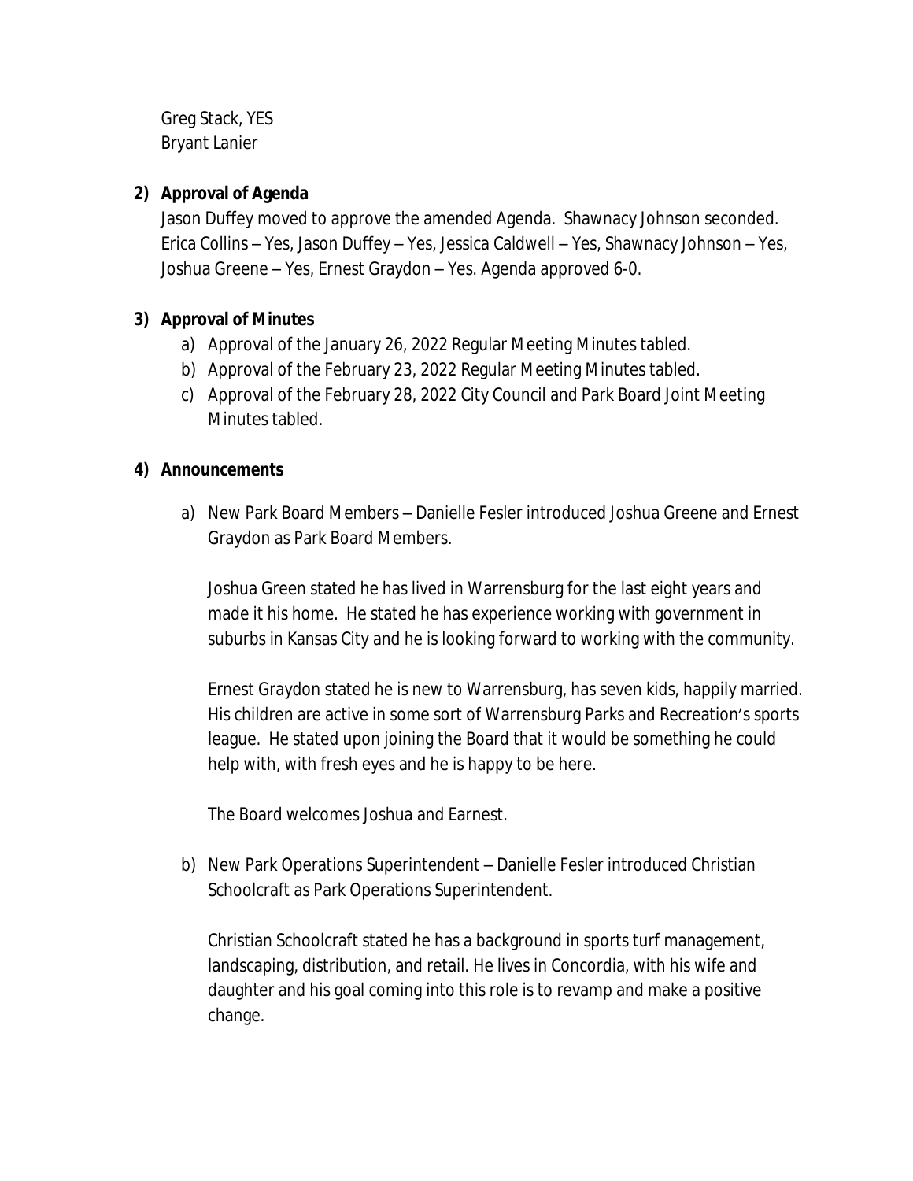Greg Stack, YES
Bryant Lanier

**2) Approval of Agenda**

Jason Duffey moved to approve the amended Agenda. Shawnacy Johnson seconded. Erica Collins – Yes, Jason Duffey – Yes, Jessica Caldwell – Yes, Shawnacy Johnson – Yes, Joshua Greene – Yes, Ernest Graydon – Yes. Agenda approved 6-0.

**3) Approval of Minutes**

a) Approval of the January 26, 2022 Regular Meeting Minutes tabled.
b) Approval of the February 23, 2022 Regular Meeting Minutes tabled.
c) Approval of the February 28, 2022 City Council and Park Board Joint Meeting Minutes tabled.

**4) Announcements**

a) New Park Board Members – Danielle Fesler introduced Joshua Greene and Ernest Graydon as Park Board Members.

Joshua Green stated he has lived in Warrensburg for the last eight years and made it his home. He stated he has experience working with government in suburbs in Kansas City and he is looking forward to working with the community.

Ernest Graydon stated he is new to Warrensburg, has seven kids, happily married. His children are active in some sort of Warrensburg Parks and Recreation's sports league. He stated upon joining the Board that it would be something he could help with, with fresh eyes and he is happy to be here.

The Board welcomes Joshua and Earnest.

b) New Park Operations Superintendent – Danielle Fesler introduced Christian Schoolcraft as Park Operations Superintendent.

Christian Schoolcraft stated he has a background in sports turf management, landscaping, distribution, and retail. He lives in Concordia, with his wife and daughter and his goal coming into this role is to revamp and make a positive change.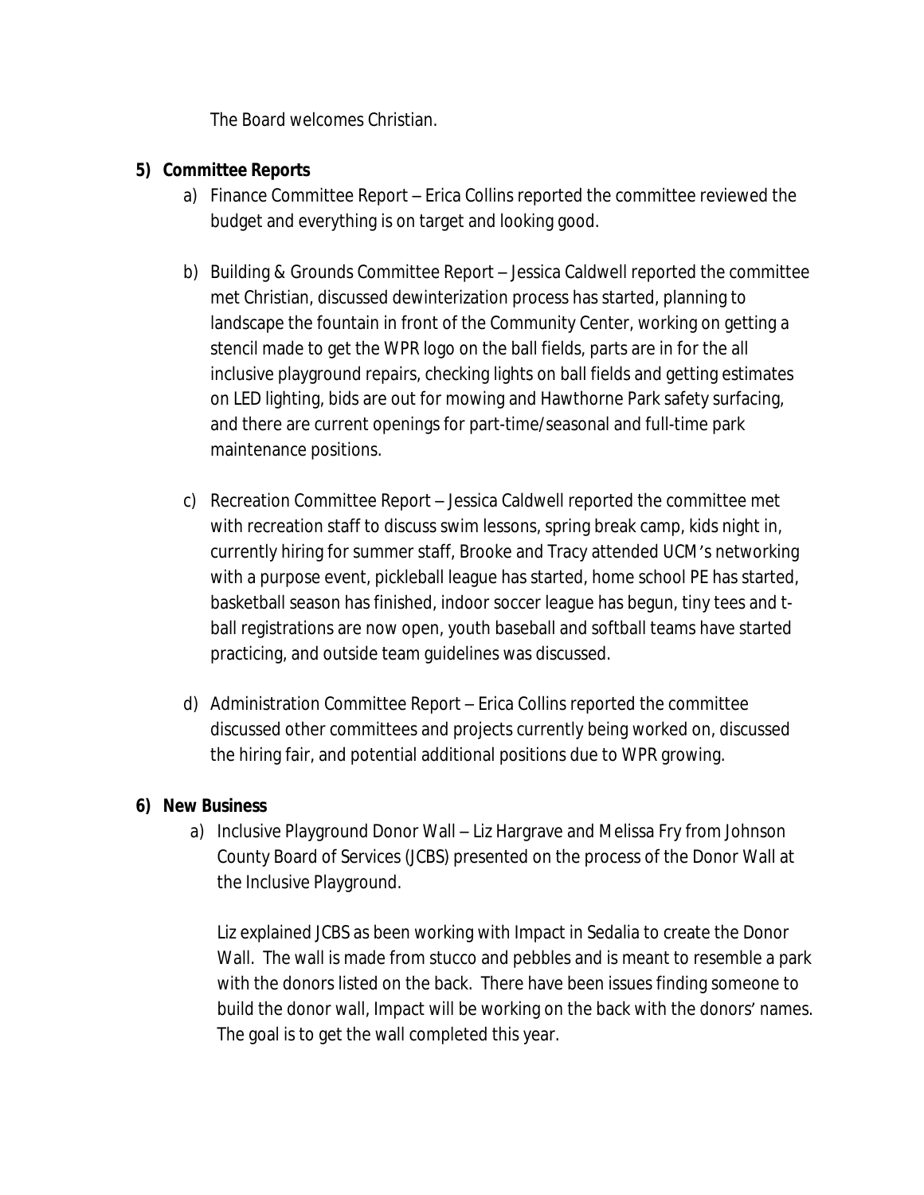The Board welcomes Christian.

**5) Committee Reports**

a) Finance Committee Report – Erica Collins reported the committee reviewed the budget and everything is on target and looking good.

b) Building & Grounds Committee Report – Jessica Caldwell reported the committee met Christian, discussed dewinterization process has started, planning to landscape the fountain in front of the Community Center, working on getting a stencil made to get the WPR logo on the ball fields, parts are in for the all inclusive playground repairs, checking lights on ball fields and getting estimates on LED lighting, bids are out for mowing and Hawthorne Park safety surfacing, and there are current openings for part-time/seasonal and full-time park maintenance positions.

c) Recreation Committee Report – Jessica Caldwell reported the committee met with recreation staff to discuss swim lessons, spring break camp, kids night in, currently hiring for summer staff, Brooke and Tracy attended UCM's networking with a purpose event, pickleball league has started, home school PE has started, basketball season has finished, indoor soccer league has begun, tiny tees and t-ball registrations are now open, youth baseball and softball teams have started practicing, and outside team guidelines was discussed.

d) Administration Committee Report – Erica Collins reported the committee discussed other committees and projects currently being worked on, discussed the hiring fair, and potential additional positions due to WPR growing.

**6) New Business**

a) Inclusive Playground Donor Wall – Liz Hargrave and Melissa Fry from Johnson County Board of Services (JCBS) presented on the process of the Donor Wall at the Inclusive Playground.

Liz explained JCBS as been working with Impact in Sedalia to create the Donor Wall. The wall is made from stucco and pebbles and is meant to resemble a park with the donors listed on the back. There have been issues finding someone to build the donor wall, Impact will be working on the back with the donors' names. The goal is to get the wall completed this year.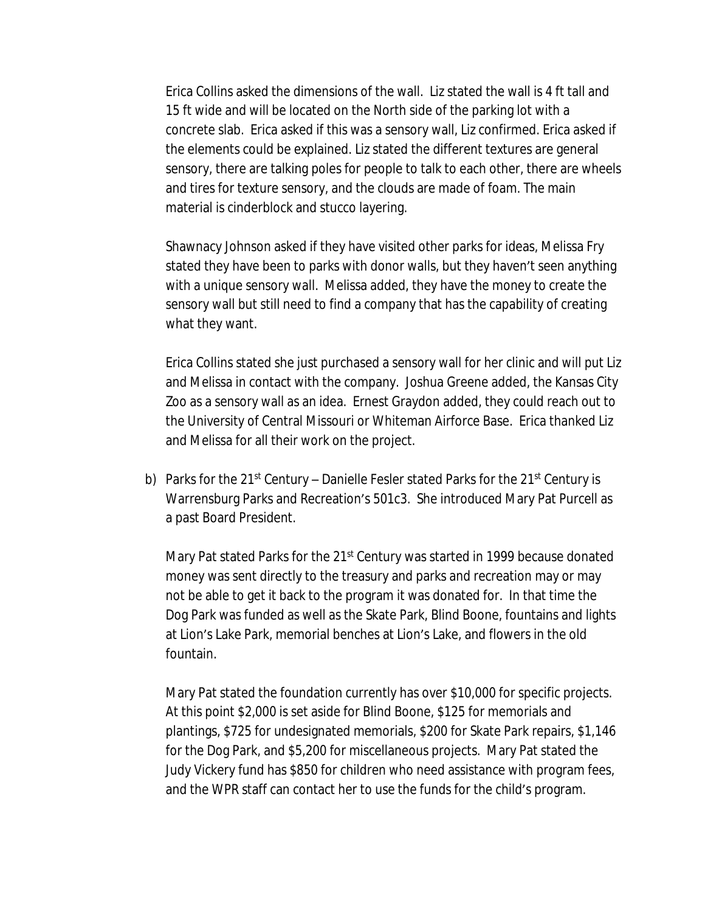Erica Collins asked the dimensions of the wall. Liz stated the wall is 4 ft tall and 15 ft wide and will be located on the North side of the parking lot with a concrete slab. Erica asked if this was a sensory wall, Liz confirmed. Erica asked if the elements could be explained. Liz stated the different textures are general sensory, there are talking poles for people to talk to each other, there are wheels and tires for texture sensory, and the clouds are made of foam. The main material is cinderblock and stucco layering.

Shawnacy Johnson asked if they have visited other parks for ideas, Melissa Fry stated they have been to parks with donor walls, but they haven't seen anything with a unique sensory wall. Melissa added, they have the money to create the sensory wall but still need to find a company that has the capability of creating what they want.

Erica Collins stated she just purchased a sensory wall for her clinic and will put Liz and Melissa in contact with the company. Joshua Greene added, the Kansas City Zoo as a sensory wall as an idea. Ernest Graydon added, they could reach out to the University of Central Missouri or Whiteman Airforce Base. Erica thanked Liz and Melissa for all their work on the project.

b) Parks for the 21st Century – Danielle Fesler stated Parks for the 21st Century is Warrensburg Parks and Recreation's 501c3. She introduced Mary Pat Purcell as a past Board President.

   Mary Pat stated Parks for the 21st Century was started in 1999 because donated money was sent directly to the treasury and parks and recreation may or may not be able to get it back to the program it was donated for. In that time the Dog Park was funded as well as the Skate Park, Blind Boone, fountains and lights at Lion's Lake Park, memorial benches at Lion's Lake, and flowers in the old fountain.

   Mary Pat stated the foundation currently has over $10,000 for specific projects. At this point $2,000 is set aside for Blind Boone, $125 for memorials and plantings, $725 for undesignated memorials, $200 for Skate Park repairs, $1,146 for the Dog Park, and $5,200 for miscellaneous projects. Mary Pat stated the Judy Vickery fund has $850 for children who need assistance with program fees, and the WPR staff can contact her to use the funds for the child's program.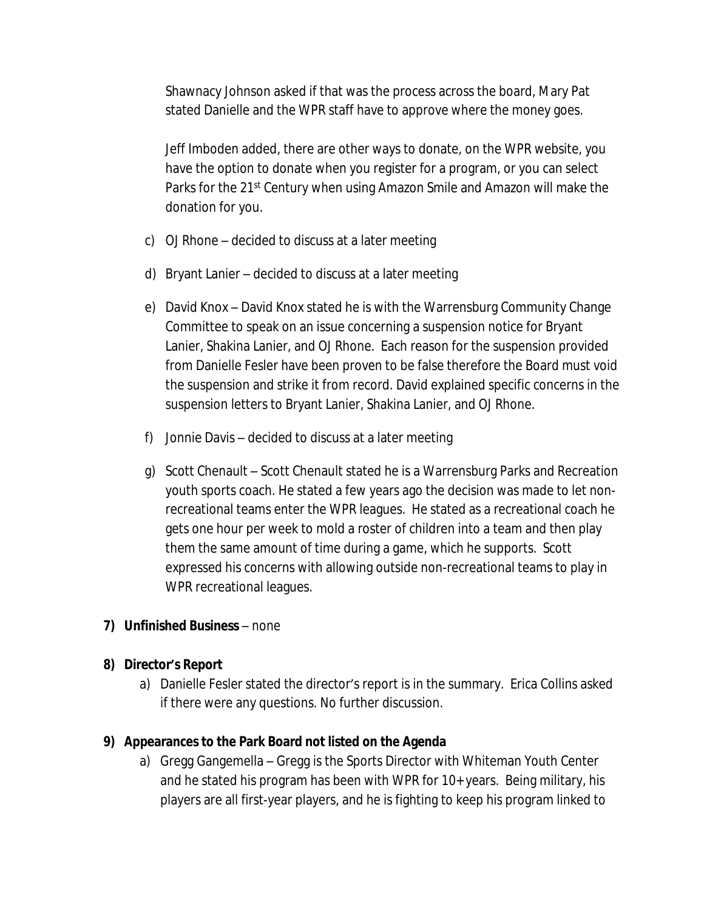Shawnacy Johnson asked if that was the process across the board, Mary Pat stated Danielle and the WPR staff have to approve where the money goes.

Jeff Imboden added, there are other ways to donate, on the WPR website, you have the option to donate when you register for a program, or you can select Parks for the 21st Century when using Amazon Smile and Amazon will make the donation for you.

c) OJ Rhone – decided to discuss at a later meeting

d) Bryant Lanier – decided to discuss at a later meeting

e) David Knox – David Knox stated he is with the Warrensburg Community Change Committee to speak on an issue concerning a suspension notice for Bryant Lanier, Shakina Lanier, and OJ Rhone. Each reason for the suspension provided from Danielle Fesler have been proven to be false therefore the Board must void the suspension and strike it from record. David explained specific concerns in the suspension letters to Bryant Lanier, Shakina Lanier, and OJ Rhone.

f) Jonnie Davis – decided to discuss at a later meeting

g) Scott Chenault – Scott Chenault stated he is a Warrensburg Parks and Recreation youth sports coach. He stated a few years ago the decision was made to let non-recreational teams enter the WPR leagues. He stated as a recreational coach he gets one hour per week to mold a roster of children into a team and then play them the same amount of time during a game, which he supports. Scott expressed his concerns with allowing outside non-recreational teams to play in WPR recreational leagues.

**7) Unfinished Business** – none

**8) Director's Report**

a) Danielle Fesler stated the director's report is in the summary. Erica Collins asked if there were any questions. No further discussion.

**9) Appearances to the Park Board not listed on the Agenda**

a) Gregg Gangemella – Gregg is the Sports Director with Whiteman Youth Center and he stated his program has been with WPR for 10+ years. Being military, his players are all first-year players, and he is fighting to keep his program linked to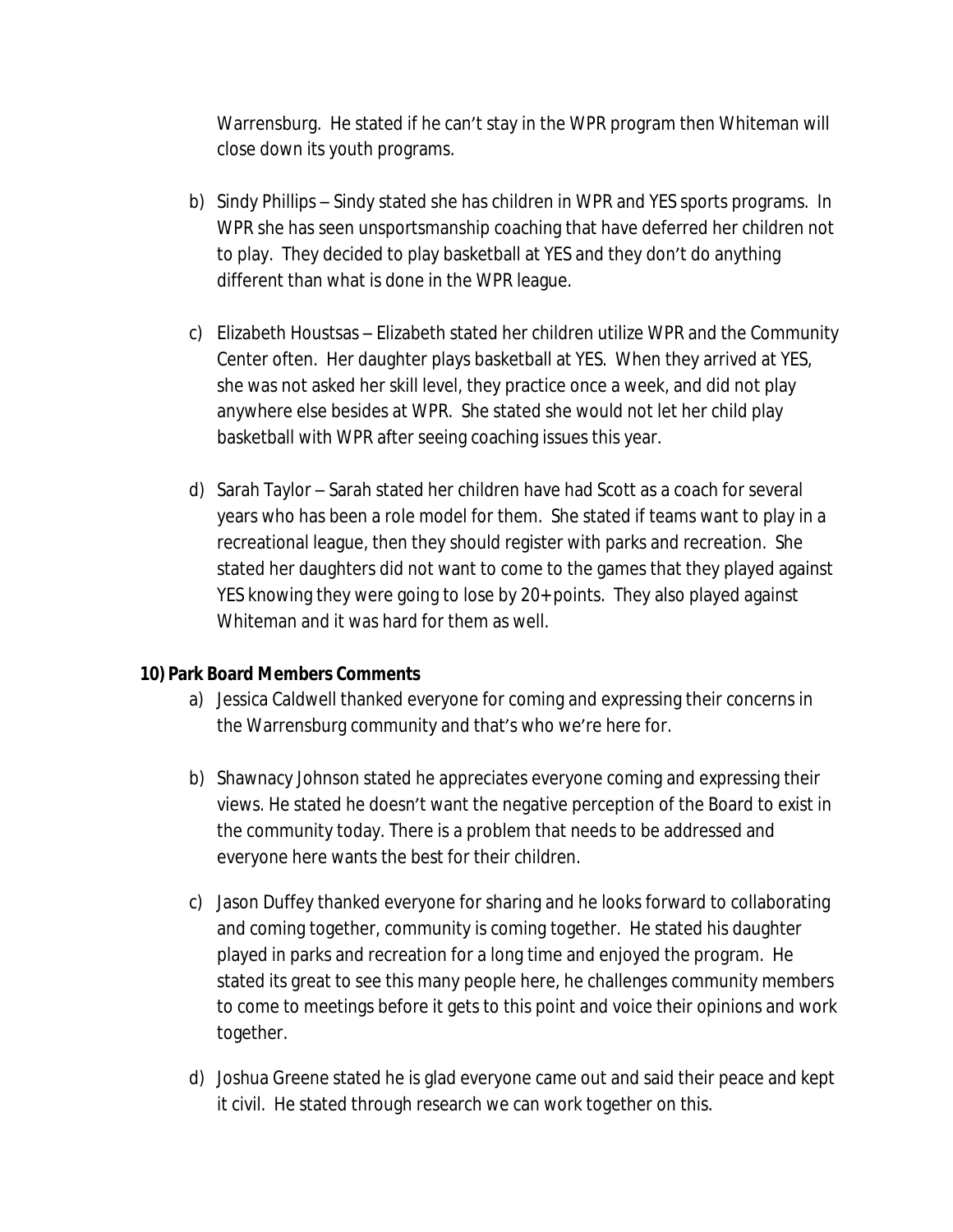Warrensburg. He stated if he can't stay in the WPR program then Whiteman will close down its youth programs.

b) Sindy Phillips – Sindy stated she has children in WPR and YES sports programs. In WPR she has seen unsportsmanship coaching that have deferred her children not to play. They decided to play basketball at YES and they don't do anything different than what is done in the WPR league.

c) Elizabeth Houstsas – Elizabeth stated her children utilize WPR and the Community Center often. Her daughter plays basketball at YES. When they arrived at YES, she was not asked her skill level, they practice once a week, and did not play anywhere else besides at WPR. She stated she would not let her child play basketball with WPR after seeing coaching issues this year.

d) Sarah Taylor – Sarah stated her children have had Scott as a coach for several years who has been a role model for them. She stated if teams want to play in a recreational league, then they should register with parks and recreation. She stated her daughters did not want to come to the games that they played against YES knowing they were going to lose by 20+ points. They also played against Whiteman and it was hard for them as well.

**10) Park Board Members Comments**

a) Jessica Caldwell thanked everyone for coming and expressing their concerns in the Warrensburg community and that's who we're here for.

b) Shawnacy Johnson stated he appreciates everyone coming and expressing their views. He stated he doesn't want the negative perception of the Board to exist in the community today. There is a problem that needs to be addressed and everyone here wants the best for their children.

c) Jason Duffey thanked everyone for sharing and he looks forward to collaborating and coming together, community is coming together. He stated his daughter played in parks and recreation for a long time and enjoyed the program. He stated its great to see this many people here, he challenges community members to come to meetings before it gets to this point and voice their opinions and work together.

d) Joshua Greene stated he is glad everyone came out and said their peace and kept it civil. He stated through research we can work together on this.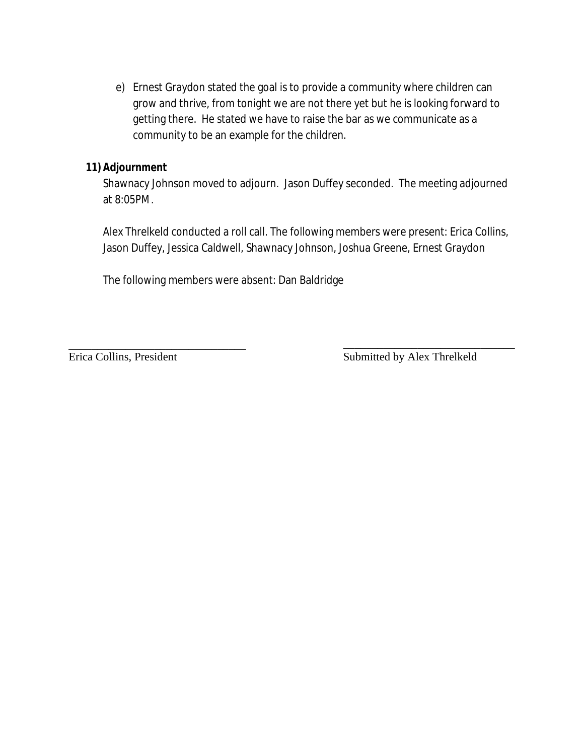e) Ernest Graydon stated the goal is to provide a community where children can grow and thrive, from tonight we are not there yet but he is looking forward to getting there. He stated we have to raise the bar as we communicate as a community to be an example for the children.

**11) Adjournment**

Shawnacy Johnson moved to adjourn. Jason Duffey seconded. The meeting adjourned at 8:05PM.

Alex Threlkeld conducted a roll call. The following members were present: Erica Collins, Jason Duffey, Jessica Caldwell, Shawnacy Johnson, Joshua Greene, Ernest Graydon

The following members were absent: Dan Baldridge

\_\_\_\_\_\_\_\_\_\_\_\_\_\_\_\_\_\_\_\_\_\_\_\_\_\_\_\_\_\_\_\_
Erica Collins, President

\_\_\_\_\_\_\_\_\_\_\_\_\_\_\_\_\_\_\_\_\_\_\_\_\_\_\_\_\_\_\_\_
Submitted by Alex Threlkeld